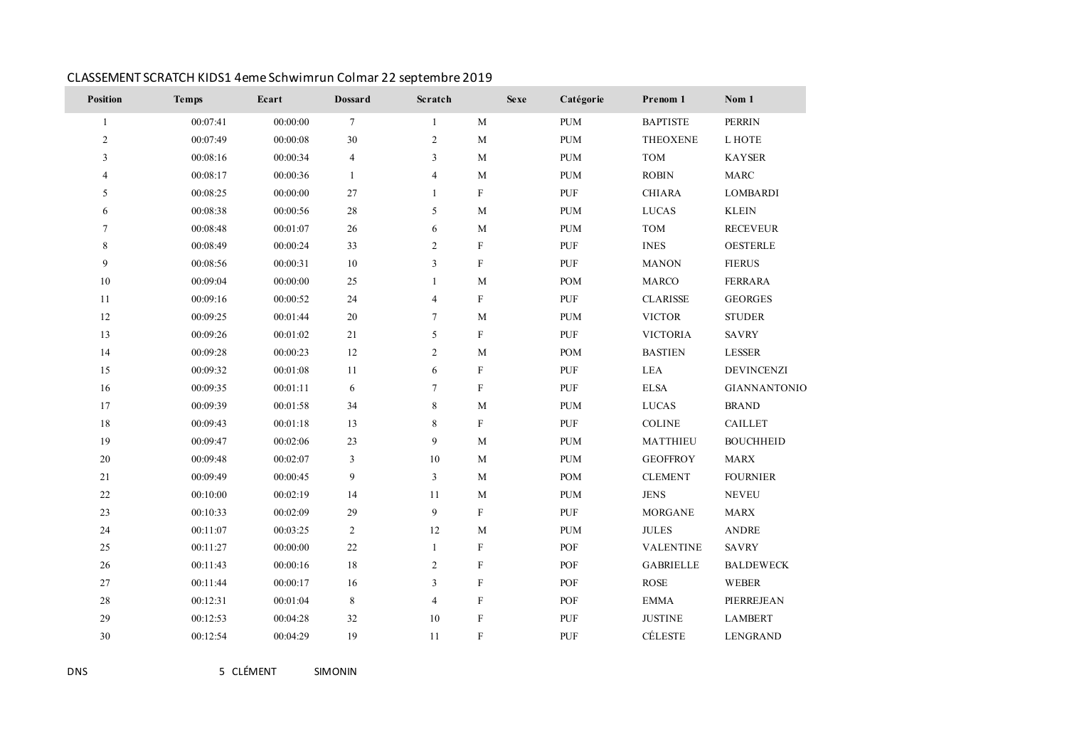CLASSEMENT SCRATCH KIDS1 4eme Schwimrun Colmar 22 septembre 2019

| Position | Temps | Ecart | Dossard | Scratch | Sexe | Catégorie | Prenom 1 | Nom 1 |
|---|---|---|---|---|---|---|---|---|
| 1 | 00:07:41 | 00:00:00 | 7 | 1 | M | PUM | BAPTISTE | PERRIN |
| 2 | 00:07:49 | 00:00:08 | 30 | 2 | M | PUM | THEOXENE | L HOTE |
| 3 | 00:08:16 | 00:00:34 | 4 | 3 | M | PUM | TOM | KAYSER |
| 4 | 00:08:17 | 00:00:36 | 1 | 4 | M | PUM | ROBIN | MARC |
| 5 | 00:08:25 | 00:00:00 | 27 | 1 | F | PUF | CHIARA | LOMBARDI |
| 6 | 00:08:38 | 00:00:56 | 28 | 5 | M | PUM | LUCAS | KLEIN |
| 7 | 00:08:48 | 00:01:07 | 26 | 6 | M | PUM | TOM | RECEVEUR |
| 8 | 00:08:49 | 00:00:24 | 33 | 2 | F | PUF | INES | OESTERLE |
| 9 | 00:08:56 | 00:00:31 | 10 | 3 | F | PUF | MANON | FIERUS |
| 10 | 00:09:04 | 00:00:00 | 25 | 1 | M | POM | MARCO | FERRARA |
| 11 | 00:09:16 | 00:00:52 | 24 | 4 | F | PUF | CLARISSE | GEORGES |
| 12 | 00:09:25 | 00:01:44 | 20 | 7 | M | PUM | VICTOR | STUDER |
| 13 | 00:09:26 | 00:01:02 | 21 | 5 | F | PUF | VICTORIA | SAVRY |
| 14 | 00:09:28 | 00:00:23 | 12 | 2 | M | POM | BASTIEN | LESSER |
| 15 | 00:09:32 | 00:01:08 | 11 | 6 | F | PUF | LEA | DEVINCENZI |
| 16 | 00:09:35 | 00:01:11 | 6 | 7 | F | PUF | ELSA | GIANNANTONIO |
| 17 | 00:09:39 | 00:01:58 | 34 | 8 | M | PUM | LUCAS | BRAND |
| 18 | 00:09:43 | 00:01:18 | 13 | 8 | F | PUF | COLINE | CAILLET |
| 19 | 00:09:47 | 00:02:06 | 23 | 9 | M | PUM | MATTHIEU | BOUCHHEID |
| 20 | 00:09:48 | 00:02:07 | 3 | 10 | M | PUM | GEOFFROY | MARX |
| 21 | 00:09:49 | 00:00:45 | 9 | 3 | M | POM | CLEMENT | FOURNIER |
| 22 | 00:10:00 | 00:02:19 | 14 | 11 | M | PUM | JENS | NEVEU |
| 23 | 00:10:33 | 00:02:09 | 29 | 9 | F | PUF | MORGANE | MARX |
| 24 | 00:11:07 | 00:03:25 | 2 | 12 | M | PUM | JULES | ANDRE |
| 25 | 00:11:27 | 00:00:00 | 22 | 1 | F | POF | VALENTINE | SAVRY |
| 26 | 00:11:43 | 00:00:16 | 18 | 2 | F | POF | GABRIELLE | BALDEWECK |
| 27 | 00:11:44 | 00:00:17 | 16 | 3 | F | POF | ROSE | WEBER |
| 28 | 00:12:31 | 00:01:04 | 8 | 4 | F | POF | EMMA | PIERREJEAN |
| 29 | 00:12:53 | 00:04:28 | 32 | 10 | F | PUF | JUSTINE | LAMBERT |
| 30 | 00:12:54 | 00:04:29 | 19 | 11 | F | PUF | CÉLESTE | LENGRAND |

DNS 5 CLÉMENT SIMONIN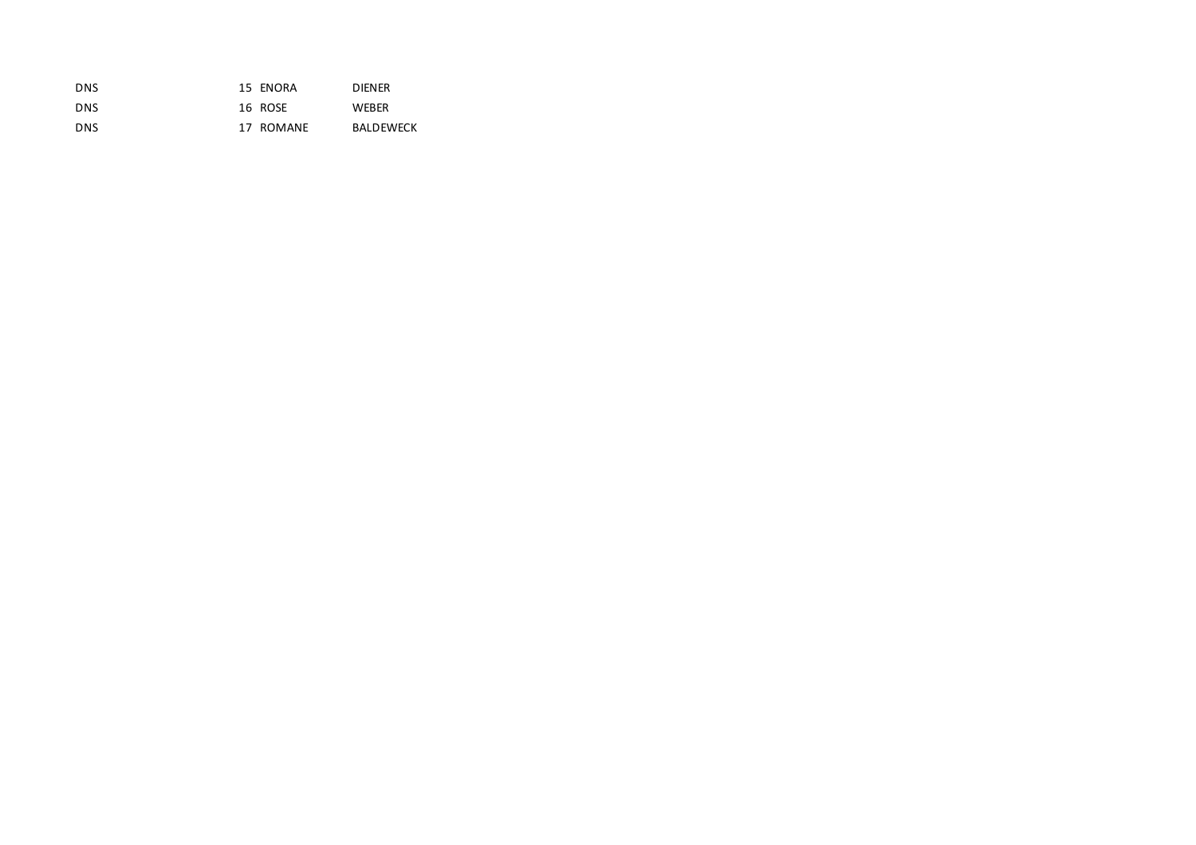| | | | |
|---|---|---|---|
| DNS | 15 | ENORA | DIENER |
| DNS | 16 | ROSE | WEBER |
| DNS | 17 | ROMANE | BALDEWECK |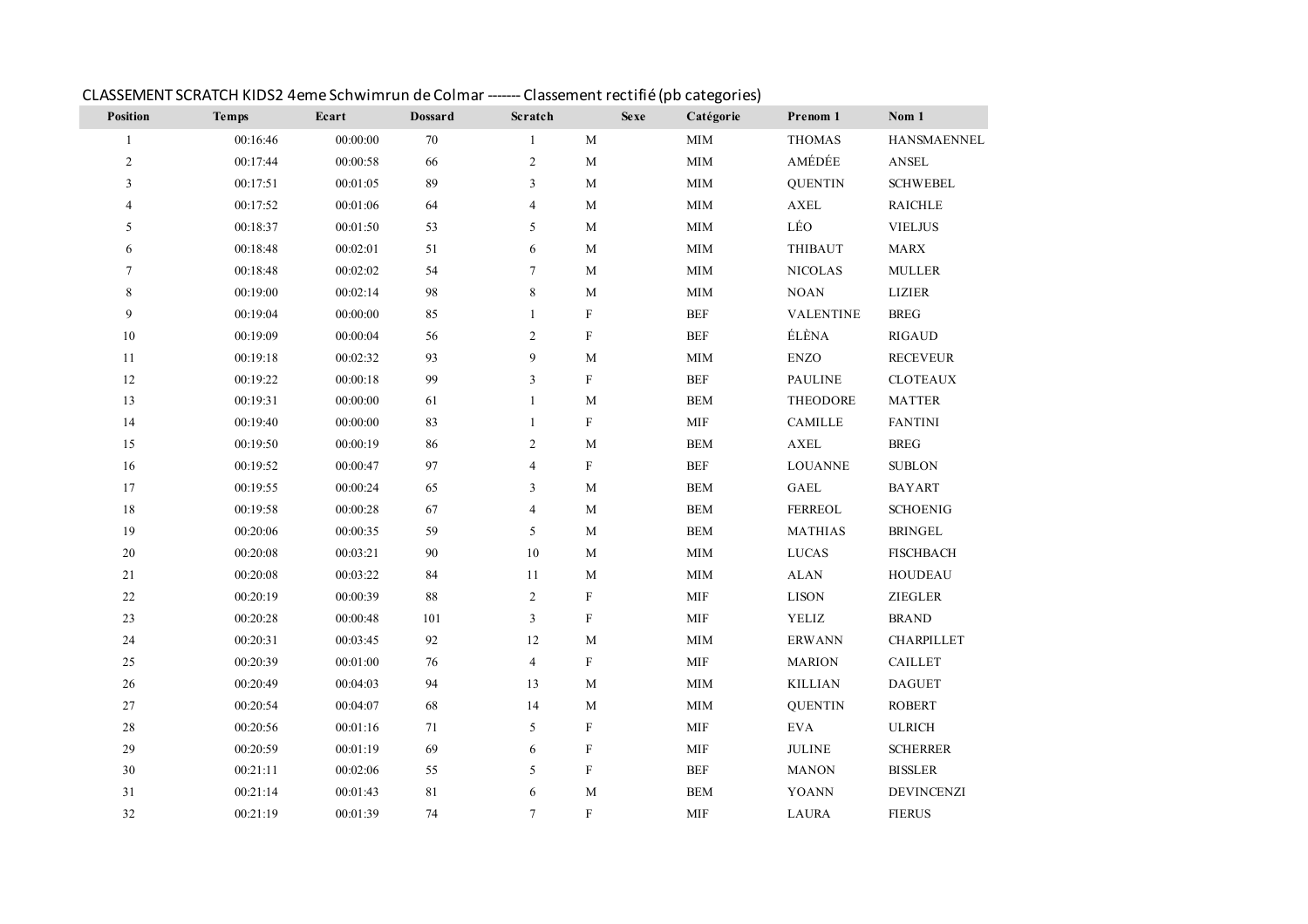CLASSEMENT SCRATCH KIDS2 4eme Schwimrun de Colmar ------- Classement rectifié (pb categories)

| Position | Temps | Ecart | Dossard | Scratch | Sexe | Catégorie | Prenom 1 | Nom 1 |
|---|---|---|---|---|---|---|---|---|
| 1 | 00:16:46 | 00:00:00 | 70 | 1 | M | MIM | THOMAS | HANSMAENNEL |
| 2 | 00:17:44 | 00:00:58 | 66 | 2 | M | MIM | AMÉDÉE | ANSEL |
| 3 | 00:17:51 | 00:01:05 | 89 | 3 | M | MIM | QUENTIN | SCHWEBEL |
| 4 | 00:17:52 | 00:01:06 | 64 | 4 | M | MIM | AXEL | RAICHLE |
| 5 | 00:18:37 | 00:01:50 | 53 | 5 | M | MIM | LÉO | VIELJUS |
| 6 | 00:18:48 | 00:02:01 | 51 | 6 | M | MIM | THIBAUT | MARX |
| 7 | 00:18:48 | 00:02:02 | 54 | 7 | M | MIM | NICOLAS | MULLER |
| 8 | 00:19:00 | 00:02:14 | 98 | 8 | M | MIM | NOAN | LIZIER |
| 9 | 00:19:04 | 00:00:00 | 85 | 1 | F | BEF | VALENTINE | BREG |
| 10 | 00:19:09 | 00:00:04 | 56 | 2 | F | BEF | ÉLÈNA | RIGAUD |
| 11 | 00:19:18 | 00:02:32 | 93 | 9 | M | MIM | ENZO | RECEVEUR |
| 12 | 00:19:22 | 00:00:18 | 99 | 3 | F | BEF | PAULINE | CLOTEAUX |
| 13 | 00:19:31 | 00:00:00 | 61 | 1 | M | BEM | THEODORE | MATTER |
| 14 | 00:19:40 | 00:00:00 | 83 | 1 | F | MIF | CAMILLE | FANTINI |
| 15 | 00:19:50 | 00:00:19 | 86 | 2 | M | BEM | AXEL | BREG |
| 16 | 00:19:52 | 00:00:47 | 97 | 4 | F | BEF | LOUANNE | SUBLON |
| 17 | 00:19:55 | 00:00:24 | 65 | 3 | M | BEM | GAEL | BAYART |
| 18 | 00:19:58 | 00:00:28 | 67 | 4 | M | BEM | FERREOL | SCHOENIG |
| 19 | 00:20:06 | 00:00:35 | 59 | 5 | M | BEM | MATHIAS | BRINGEL |
| 20 | 00:20:08 | 00:03:21 | 90 | 10 | M | MIM | LUCAS | FISCHBACH |
| 21 | 00:20:08 | 00:03:22 | 84 | 11 | M | MIM | ALAN | HOUDEAU |
| 22 | 00:20:19 | 00:00:39 | 88 | 2 | F | MIF | LISON | ZIEGLER |
| 23 | 00:20:28 | 00:00:48 | 101 | 3 | F | MIF | YELIZ | BRAND |
| 24 | 00:20:31 | 00:03:45 | 92 | 12 | M | MIM | ERWANN | CHARPILLET |
| 25 | 00:20:39 | 00:01:00 | 76 | 4 | F | MIF | MARION | CAILLET |
| 26 | 00:20:49 | 00:04:03 | 94 | 13 | M | MIM | KILLIAN | DAGUET |
| 27 | 00:20:54 | 00:04:07 | 68 | 14 | M | MIM | QUENTIN | ROBERT |
| 28 | 00:20:56 | 00:01:16 | 71 | 5 | F | MIF | EVA | ULRICH |
| 29 | 00:20:59 | 00:01:19 | 69 | 6 | F | MIF | JULINE | SCHERRER |
| 30 | 00:21:11 | 00:02:06 | 55 | 5 | F | BEF | MANON | BISSLER |
| 31 | 00:21:14 | 00:01:43 | 81 | 6 | M | BEM | YOANN | DEVINCENZI |
| 32 | 00:21:19 | 00:01:39 | 74 | 7 | F | MIF | LAURA | FIERUS |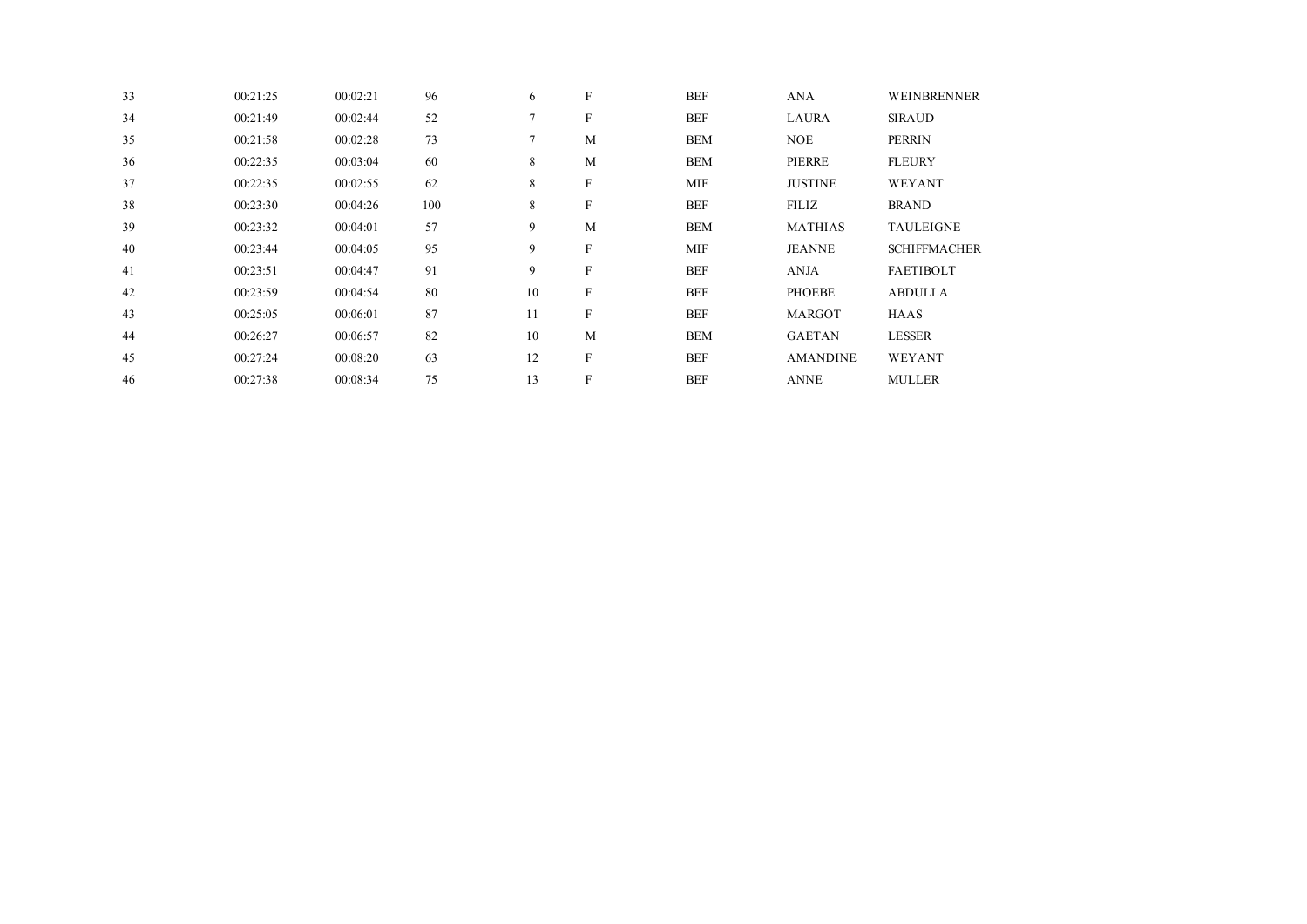| | | | | | | | | |
|---|---|---|---|---|---|---|---|---|
| 33 | 00:21:25 | 00:02:21 | 96 | 6 | F | BEF | ANA | WEINBRENNER |
| 34 | 00:21:49 | 00:02:44 | 52 | 7 | F | BEF | LAURA | SIRAUD |
| 35 | 00:21:58 | 00:02:28 | 73 | 7 | M | BEM | NOE | PERRIN |
| 36 | 00:22:35 | 00:03:04 | 60 | 8 | M | BEM | PIERRE | FLEURY |
| 37 | 00:22:35 | 00:02:55 | 62 | 8 | F | MIF | JUSTINE | WEYANT |
| 38 | 00:23:30 | 00:04:26 | 100 | 8 | F | BEF | FILIZ | BRAND |
| 39 | 00:23:32 | 00:04:01 | 57 | 9 | M | BEM | MATHIAS | TAULEIGNE |
| 40 | 00:23:44 | 00:04:05 | 95 | 9 | F | MIF | JEANNE | SCHIFFMACHER |
| 41 | 00:23:51 | 00:04:47 | 91 | 9 | F | BEF | ANJA | FAETIBOLT |
| 42 | 00:23:59 | 00:04:54 | 80 | 10 | F | BEF | PHOEBE | ABDULLA |
| 43 | 00:25:05 | 00:06:01 | 87 | 11 | F | BEF | MARGOT | HAAS |
| 44 | 00:26:27 | 00:06:57 | 82 | 10 | M | BEM | GAETAN | LESSER |
| 45 | 00:27:24 | 00:08:20 | 63 | 12 | F | BEF | AMANDINE | WEYANT |
| 46 | 00:27:38 | 00:08:34 | 75 | 13 | F | BEF | ANNE | MULLER |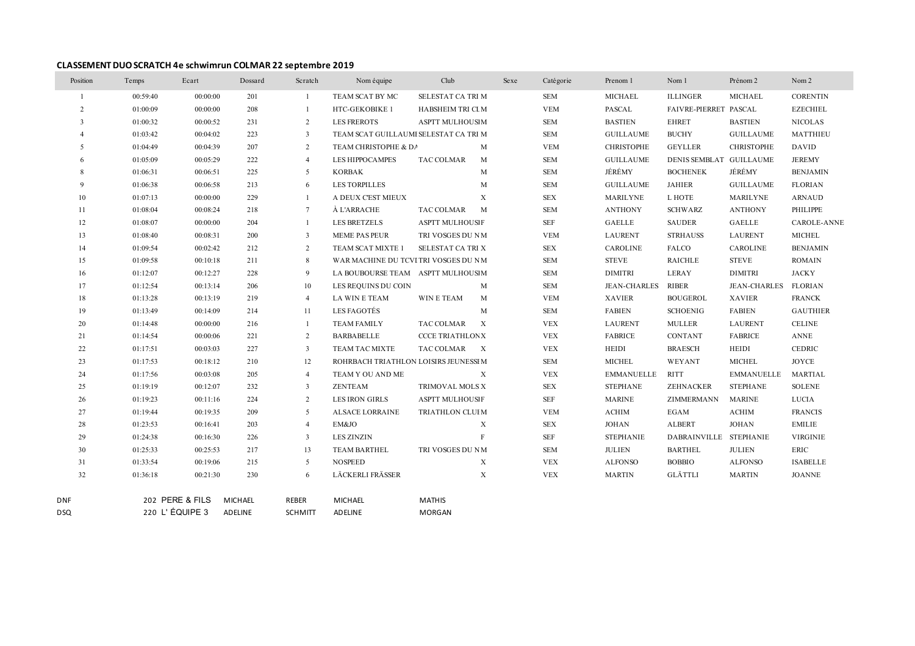**CLASSEMENT DUO SCRATCH 4e schwimrun COLMAR 22 septembre 2019**

| Position | Temps | Ecart | Dossard | Scratch | Nom équipe | Club | Sexe | Catégorie | Prenom 1 | Nom 1 | Prénom 2 | Nom 2 |
|---|---|---|---|---|---|---|---|---|---|---|---|---|
| 1 | 00:59:40 | 00:00:00 | 201 | 1 | TEAM SCAT BY MC | SELESTAT CA TRI | M | SEM | MICHAEL | ILLINGER | MICHAEL | CORENTIN |
| 2 | 01:00:09 | 00:00:00 | 208 | 1 | HTC-GEKOBIKE 1 | HABSHEIM TRI CL | M | VEM | PASCAL | FAIVRE-PIERRET | PASCAL | EZECHIEL |
| 3 | 01:00:32 | 00:00:52 | 231 | 2 | LES FREROTS | ASPTT MULHOUSI | M | SEM | BASTIEN | EHRET | BASTIEN | NICOLAS |
| 4 | 01:03:42 | 00:04:02 | 223 | 3 | TEAM SCAT GUILLAUMI | SELESTAT CA TRI | M | SEM | GUILLAUME | BUCHY | GUILLAUME | MATTHIEU |
| 5 | 01:04:49 | 00:04:39 | 207 | 2 | TEAM CHRISTOPHE & DA | | M | VEM | CHRISTOPHE | GEYLLER | CHRISTOPHE | DAVID |
| 6 | 01:05:09 | 00:05:29 | 222 | 4 | LES HIPPOCAMPES | TAC COLMAR | M | SEM | GUILLAUME | DENIS SEMBLAT | GUILLAUME | JEREMY |
| 8 | 01:06:31 | 00:06:51 | 225 | 5 | KORBAK | | M | SEM | JÉRÉMY | BOCHENEK | JÉRÉMY | BENJAMIN |
| 9 | 01:06:38 | 00:06:58 | 213 | 6 | LES TORPILLES | | M | SEM | GUILLAUME | JAHIER | GUILLAUME | FLORIAN |
| 10 | 01:07:13 | 00:00:00 | 229 | 1 | A DEUX C'EST MIEUX | | X | SEX | MARILYNE | L HOTE | MARILYNE | ARNAUD |
| 11 | 01:08:04 | 00:08:24 | 218 | 7 | À L'ARRACHE | TAC COLMAR | M | SEM | ANTHONY | SCHWARZ | ANTHONY | PHILIPPE |
| 12 | 01:08:07 | 00:00:00 | 204 | 1 | LES BRETZELS | ASPTT MULHOUSI | F | SEF | GAELLE | SAUDER | GAELLE | CAROLE-ANNE |
| 13 | 01:08:40 | 00:08:31 | 200 | 3 | MEME PAS PEUR | TRI VOSGES DU N | M | VEM | LAURENT | STRHAUSS | LAURENT | MICHEL |
| 14 | 01:09:54 | 00:02:42 | 212 | 2 | TEAM SCAT MIXTE 1 | SELESTAT CA TRI | X | SEX | CAROLINE | FALCO | CAROLINE | BENJAMIN |
| 15 | 01:09:58 | 00:10:18 | 211 | 8 | WAR MACHINE DU TCVI | TRI VOSGES DU N | M | SEM | STEVE | RAICHLE | STEVE | ROMAIN |
| 16 | 01:12:07 | 00:12:27 | 228 | 9 | LA BOUBOURSE TEAM | ASPTT MULHOUSI | M | SEM | DIMITRI | LERAY | DIMITRI | JACKY |
| 17 | 01:12:54 | 00:13:14 | 206 | 10 | LES REQUINS DU COIN | | M | SEM | JEAN-CHARLES | RIBER | JEAN-CHARLES | FLORIAN |
| 18 | 01:13:28 | 00:13:19 | 219 | 4 | LA WIN E TEAM | WIN E TEAM | M | VEM | XAVIER | BOUGEROL | XAVIER | FRANCK |
| 19 | 01:13:49 | 00:14:09 | 214 | 11 | LES FAGOTÉS | | M | SEM | FABIEN | SCHOENIG | FABIEN | GAUTHIER |
| 20 | 01:14:48 | 00:00:00 | 216 | 1 | TEAM FAMILY | TAC COLMAR | X | VEX | LAURENT | MULLER | LAURENT | CELINE |
| 21 | 01:14:54 | 00:00:06 | 221 | 2 | BARBABELLE | CCCE TRIATHLON | X | VEX | FABRICE | CONTANT | FABRICE | ANNE |
| 22 | 01:17:51 | 00:03:03 | 227 | 3 | TEAM TAC MIXTE | TAC COLMAR | X | VEX | HEIDI | BRAESCH | HEIDI | CEDRIC |
| 23 | 01:17:53 | 00:18:12 | 210 | 12 | ROHRBACH TRIATHLON | LOISIRS JEUNESSI | M | SEM | MICHEL | WEYANT | MICHEL | JOYCE |
| 24 | 01:17:56 | 00:03:08 | 205 | 4 | TEAM Y OU AND ME | | X | VEX | EMMANUELLE | RITT | EMMANUELLE | MARTIAL |
| 25 | 01:19:19 | 00:12:07 | 232 | 3 | ZENTEAM | TRIMOVAL MOLS | X | SEX | STEPHANE | ZEHNACKER | STEPHANE | SOLENE |
| 26 | 01:19:23 | 00:11:16 | 224 | 2 | LES IRON GIRLS | ASPTT MULHOUSI | F | SEF | MARINE | ZIMMERMANN | MARINE | LUCIA |
| 27 | 01:19:44 | 00:19:35 | 209 | 5 | ALSACE LORRAINE | TRIATHLON CLUI | M | VEM | ACHIM | EGAM | ACHIM | FRANCIS |
| 28 | 01:23:53 | 00:16:41 | 203 | 4 | EM&JO | | X | SEX | JOHAN | ALBERT | JOHAN | EMILIE |
| 29 | 01:24:38 | 00:16:30 | 226 | 3 | LES ZINZIN | | F | SEF | STEPHANIE | DABRAINVILLE | STEPHANIE | VIRGINIE |
| 30 | 01:25:33 | 00:25:53 | 217 | 13 | TEAM BARTHEL | TRI VOSGES DU N | M | SEM | JULIEN | BARTHEL | JULIEN | ERIC |
| 31 | 01:33:54 | 00:19:06 | 215 | 5 | NOSPEED | | X | VEX | ALFONSO | BOBBIO | ALFONSO | ISABELLE |
| 32 | 01:36:18 | 00:21:30 | 230 | 6 | LÄCKERLI FRÄSSER | | X | VEX | MARTIN | GLÄTTLI | MARTIN | JOANNE |

| | | | | | | |
|---|---|---|---|---|---|---|
| DNF | 202 | PERE & FILS | MICHAEL | REBER | MICHAEL | MATHIS |
| DSQ | 220 | L' ÉQUIPE 3 | ADELINE | SCHMITT | ADELINE | MORGAN |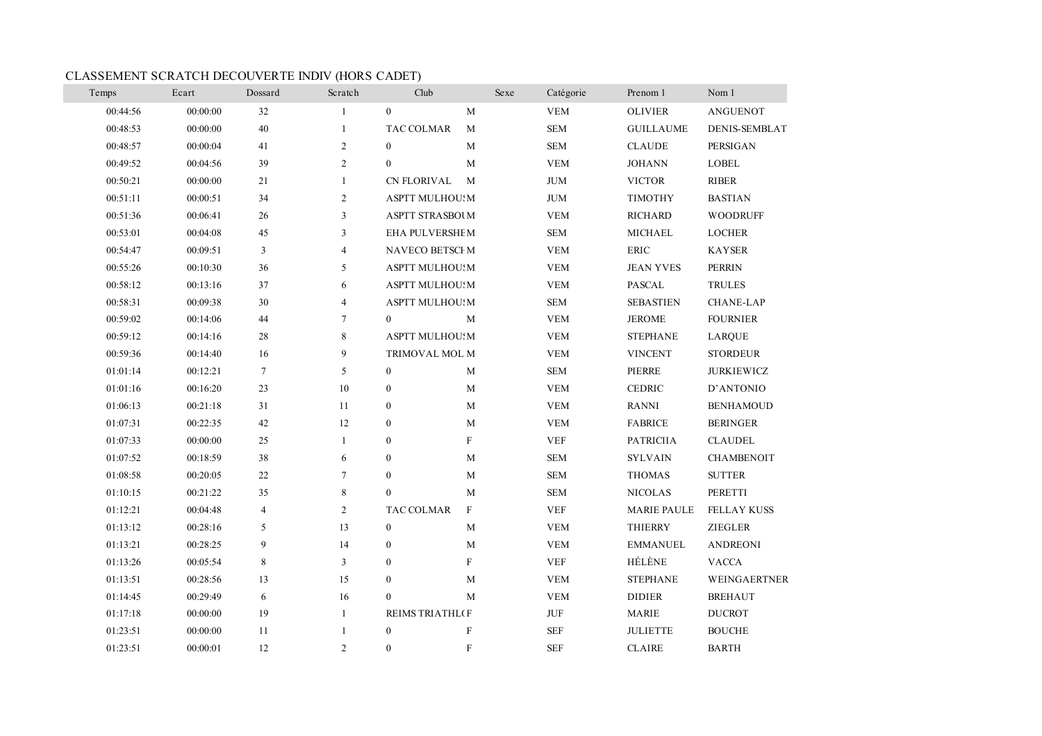CLASSEMENT SCRATCH DECOUVERTE INDIV (HORS CADET)

| Temps | Ecart | Dossard | Scratch | Club | Sexe | Catégorie | Prenom 1 | Nom 1 |
|---|---|---|---|---|---|---|---|---|
| 00:44:56 | 00:00:00 | 32 | 1 | 0 | M | VEM | OLIVIER | ANGUENOT |
| 00:48:53 | 00:00:00 | 40 | 1 | TAC COLMAR | M | SEM | GUILLAUME | DENIS-SEMBLAT |
| 00:48:57 | 00:00:04 | 41 | 2 | 0 | M | SEM | CLAUDE | PERSIGAN |
| 00:49:52 | 00:04:56 | 39 | 2 | 0 | M | VEM | JOHANN | LOBEL |
| 00:50:21 | 00:00:00 | 21 | 1 | CN FLORIVAL | M | JUM | VICTOR | RIBER |
| 00:51:11 | 00:00:51 | 34 | 2 | ASPTT MULHOUS | M | JUM | TIMOTHY | BASTIAN |
| 00:51:36 | 00:06:41 | 26 | 3 | ASPTT STRASBOU | M | VEM | RICHARD | WOODRUFF |
| 00:53:01 | 00:04:08 | 45 | 3 | EHA PULVERSHE | M | SEM | MICHAEL | LOCHER |
| 00:54:47 | 00:09:51 | 3 | 4 | NAVECO BETSCH | M | VEM | ERIC | KAYSER |
| 00:55:26 | 00:10:30 | 36 | 5 | ASPTT MULHOUS | M | VEM | JEAN YVES | PERRIN |
| 00:58:12 | 00:13:16 | 37 | 6 | ASPTT MULHOUS | M | VEM | PASCAL | TRULES |
| 00:58:31 | 00:09:38 | 30 | 4 | ASPTT MULHOUS | M | SEM | SEBASTIEN | CHANE-LAP |
| 00:59:02 | 00:14:06 | 44 | 7 | 0 | M | VEM | JEROME | FOURNIER |
| 00:59:12 | 00:14:16 | 28 | 8 | ASPTT MULHOUS | M | VEM | STEPHANE | LARQUE |
| 00:59:36 | 00:14:40 | 16 | 9 | TRIMOVAL MOL | M | VEM | VINCENT | STORDEUR |
| 01:01:14 | 00:12:21 | 7 | 5 | 0 | M | SEM | PIERRE | JURKIEWICZ |
| 01:01:16 | 00:16:20 | 23 | 10 | 0 | M | VEM | CEDRIC | D'ANTONIO |
| 01:06:13 | 00:21:18 | 31 | 11 | 0 | M | VEM | RANNI | BENHAMOUD |
| 01:07:31 | 00:22:35 | 42 | 12 | 0 | M | VEM | FABRICE | BERINGER |
| 01:07:33 | 00:00:00 | 25 | 1 | 0 | F | VEF | PATRICIIA | CLAUDEL |
| 01:07:52 | 00:18:59 | 38 | 6 | 0 | M | SEM | SYLVAIN | CHAMBENOIT |
| 01:08:58 | 00:20:05 | 22 | 7 | 0 | M | SEM | THOMAS | SUTTER |
| 01:10:15 | 00:21:22 | 35 | 8 | 0 | M | SEM | NICOLAS | PERETTI |
| 01:12:21 | 00:04:48 | 4 | 2 | TAC COLMAR | F | VEF | MARIE PAULE | FELLAY KUSS |
| 01:13:12 | 00:28:16 | 5 | 13 | 0 | M | VEM | THIERRY | ZIEGLER |
| 01:13:21 | 00:28:25 | 9 | 14 | 0 | M | VEM | EMMANUEL | ANDREONI |
| 01:13:26 | 00:05:54 | 8 | 3 | 0 | F | VEF | HÉLÈNE | VACCA |
| 01:13:51 | 00:28:56 | 13 | 15 | 0 | M | VEM | STEPHANE | WEINGAERTNER |
| 01:14:45 | 00:29:49 | 6 | 16 | 0 | M | VEM | DIDIER | BREHAUT |
| 01:17:18 | 00:00:00 | 19 | 1 | REIMS TRIATHL( | F | JUF | MARIE | DUCROT |
| 01:23:51 | 00:00:00 | 11 | 1 | 0 | F | SEF | JULIETTE | BOUCHE |
| 01:23:51 | 00:00:01 | 12 | 2 | 0 | F | SEF | CLAIRE | BARTH |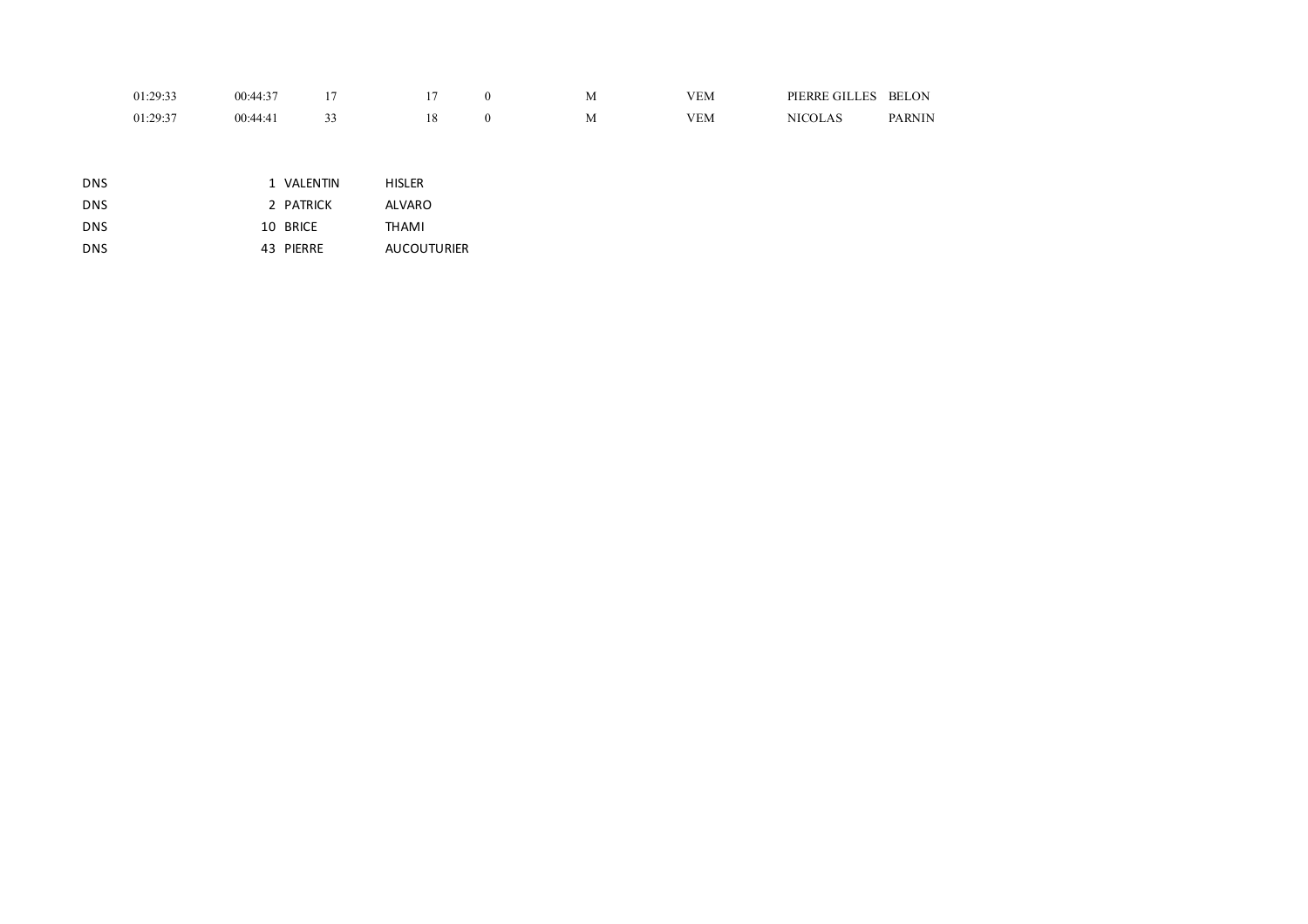| | | | | | | | | |
|---|---|---|---|---|---|---|---|---|
| 01:29:33 | 00:44:37 | 17 | 17 | 0 | M | VEM | PIERRE GILLES | BELON |
| 01:29:37 | 00:44:41 | 33 | 18 | 0 | M | VEM | NICOLAS | PARNIN |

| | | | |
|---|---|---|---|
| DNS | 1 | VALENTIN | HISLER |
| DNS | 2 | PATRICK | ALVARO |
| DNS | 10 | BRICE | THAMI |
| DNS | 43 | PIERRE | AUCOUTURIER |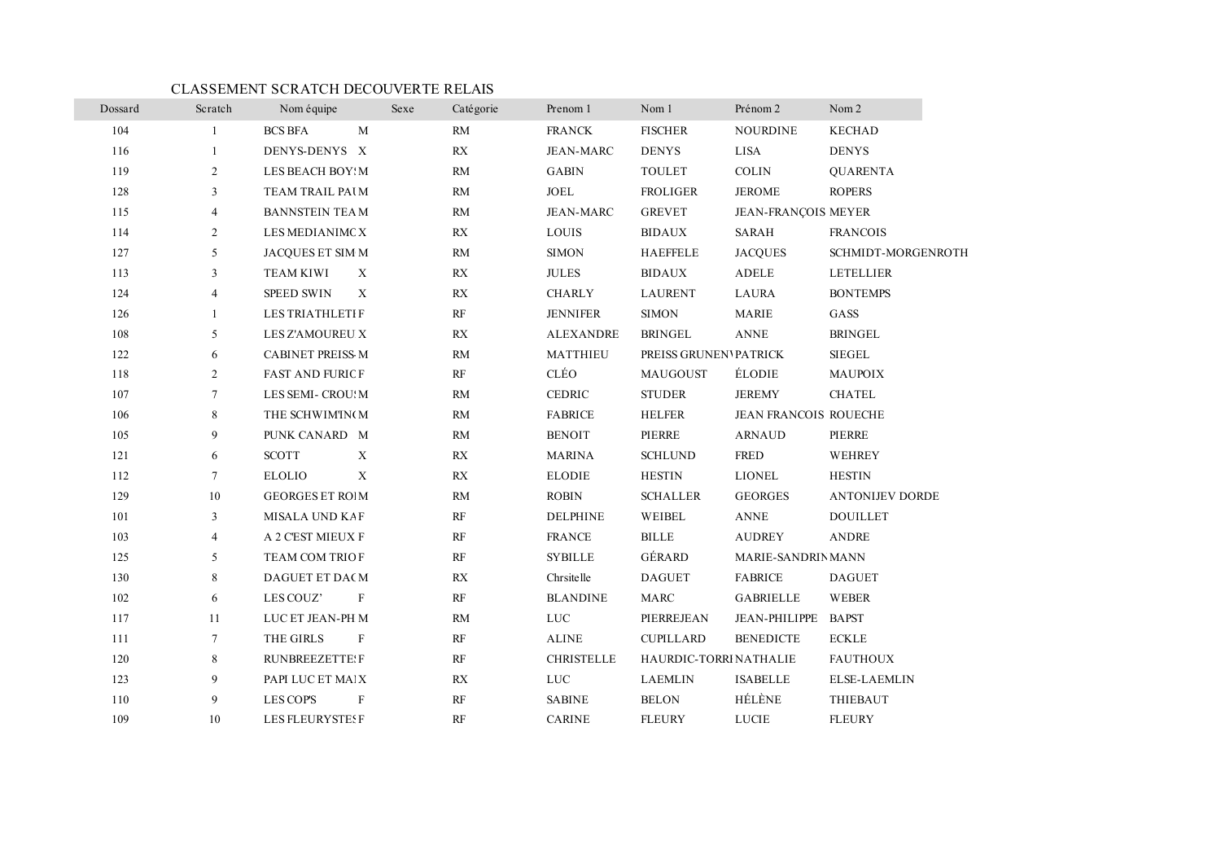CLASSEMENT SCRATCH DECOUVERTE RELAIS

| Dossard | Scratch | Nom équipe | Sexe | Catégorie | Prenom 1 | Nom 1 | Prénom 2 | Nom 2 |
|---|---|---|---|---|---|---|---|---|
| 104 | 1 | BCS BFA | M | RM | FRANCK | FISCHER | NOURDINE | KECHAD |
| 116 | 1 | DENYS-DENYS | X | RX | JEAN-MARC | DENYS | LISA | DENYS |
| 119 | 2 | LES BEACH BOY! | M | RM | GABIN | TOULET | COLIN | QUARENTA |
| 128 | 3 | TEAM TRAIL PAI | M | RM | JOEL | FROLIGER | JEROME | ROPERS |
| 115 | 4 | BANNSTEIN TEA | M | RM | JEAN-MARC | GREVET | JEAN-FRANÇOIS | MEYER |
| 114 | 2 | LES MEDIANIMC | X | RX | LOUIS | BIDAUX | SARAH | FRANCOIS |
| 127 | 5 | JACQUES ET SIM | M | RM | SIMON | HAEFFELE | JACQUES | SCHMIDT-MORGENROTH |
| 113 | 3 | TEAM KIWI | X | RX | JULES | BIDAUX | ADELE | LETELLIER |
| 124 | 4 | SPEED SWIN | X | RX | CHARLY | LAURENT | LAURA | BONTEMPS |
| 126 | 1 | LES TRIATHLETI | F | RF | JENNIFER | SIMON | MARIE | GASS |
| 108 | 5 | LES Z'AMOUREU | X | RX | ALEXANDRE | BRINGEL | ANNE | BRINGEL |
| 122 | 6 | CABINET PREISS- | M | RM | MATTHIEU | PREISS GRUNEN | PATRICK | SIEGEL |
| 118 | 2 | FAST AND FURIC | F | RF | CLÉO | MAUGOUST | ÉLODIE | MAUPOIX |
| 107 | 7 | LES SEMI- CROU! | M | RM | CEDRIC | STUDER | JEREMY | CHATEL |
| 106 | 8 | THE SCHWIM'IN( | M | RM | FABRICE | HELFER | JEAN FRANCOIS | ROUECHE |
| 105 | 9 | PUNK CANARD | M | RM | BENOIT | PIERRE | ARNAUD | PIERRE |
| 121 | 6 | SCOTT | X | RX | MARINA | SCHLUND | FRED | WEHREY |
| 112 | 7 | ELOLIO | X | RX | ELODIE | HESTIN | LIONEL | HESTIN |
| 129 | 10 | GEORGES ET ROI | M | RM | ROBIN | SCHALLER | GEORGES | ANTONIJEV DORDE |
| 101 | 3 | MISALA UND KA | F | RF | DELPHINE | WEIBEL | ANNE | DOUILLET |
| 103 | 4 | A 2 C'EST MIEUX | F | RF | FRANCE | BILLE | AUDREY | ANDRE |
| 125 | 5 | TEAM COM TRIO | F | RF | SYBILLE | GÉRARD | MARIE-SANDRIN | MANN |
| 130 | 8 | DAGUET ET DA( | M | RX | Chrsitelle | DAGUET | FABRICE | DAGUET |
| 102 | 6 | LES COUZ' | F | RF | BLANDINE | MARC | GABRIELLE | WEBER |
| 117 | 11 | LUC ET JEAN-PH | M | RM | LUC | PIERREJEAN | JEAN-PHILIPPE | BAPST |
| 111 | 7 | THE GIRLS | F | RF | ALINE | CUPILLARD | BENEDICTE | ECKLE |
| 120 | 8 | RUNBREEZETTE! | F | RF | CHRISTELLE | HAURDIC-TORRI | NATHALIE | FAUTHOUX |
| 123 | 9 | PAPI LUC ET MA | X | RX | LUC | LAEMLIN | ISABELLE | ELSE-LAEMLIN |
| 110 | 9 | LES COP'S | F | RF | SABINE | BELON | HÉLÈNE | THIEBAUT |
| 109 | 10 | LES FLEURYSTE! | F | RF | CARINE | FLEURY | LUCIE | FLEURY |